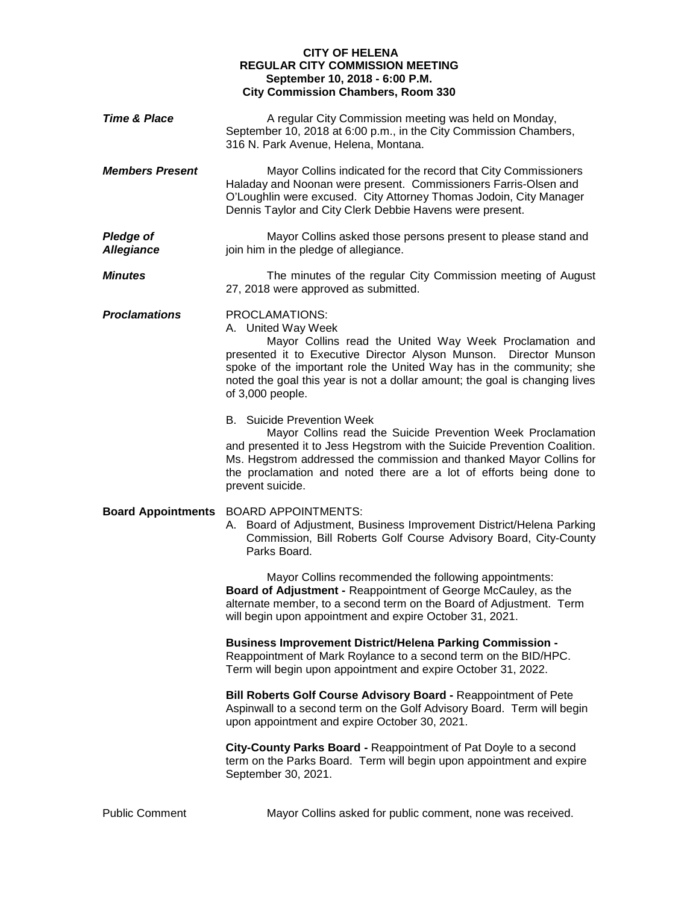**CITY OF HELENA**
**REGULAR CITY COMMISSION MEETING**
**September 10, 2018 - 6:00 P.M.**
**City Commission Chambers, Room 330**

***Time & Place***

A regular City Commission meeting was held on Monday, September 10, 2018 at 6:00 p.m., in the City Commission Chambers, 316 N. Park Avenue, Helena, Montana.

***Members Present***

Mayor Collins indicated for the record that City Commissioners Haladay and Noonan were present. Commissioners Farris-Olsen and O'Loughlin were excused. City Attorney Thomas Jodoin, City Manager Dennis Taylor and City Clerk Debbie Havens were present.

***Pledge of Allegiance***

Mayor Collins asked those persons present to please stand and join him in the pledge of allegiance.

***Minutes***

The minutes of the regular City Commission meeting of August 27, 2018 were approved as submitted.

***Proclamations***

PROCLAMATIONS:

A. United Way Week

Mayor Collins read the United Way Week Proclamation and presented it to Executive Director Alyson Munson. Director Munson spoke of the important role the United Way has in the community; she noted the goal this year is not a dollar amount; the goal is changing lives of 3,000 people.

B. Suicide Prevention Week

Mayor Collins read the Suicide Prevention Week Proclamation and presented it to Jess Hegstrom with the Suicide Prevention Coalition. Ms. Hegstrom addressed the commission and thanked Mayor Collins for the proclamation and noted there are a lot of efforts being done to prevent suicide.

**Board Appointments**

BOARD APPOINTMENTS:

A. Board of Adjustment, Business Improvement District/Helena Parking Commission, Bill Roberts Golf Course Advisory Board, City-County Parks Board.

Mayor Collins recommended the following appointments:

**Board of Adjustment -** Reappointment of George McCauley, as the alternate member, to a second term on the Board of Adjustment. Term will begin upon appointment and expire October 31, 2021.

**Business Improvement District/Helena Parking Commission -** Reappointment of Mark Roylance to a second term on the BID/HPC. Term will begin upon appointment and expire October 31, 2022.

**Bill Roberts Golf Course Advisory Board -** Reappointment of Pete Aspinwall to a second term on the Golf Advisory Board. Term will begin upon appointment and expire October 30, 2021.

**City-County Parks Board -** Reappointment of Pat Doyle to a second term on the Parks Board. Term will begin upon appointment and expire September 30, 2021.

Public Comment

Mayor Collins asked for public comment, none was received.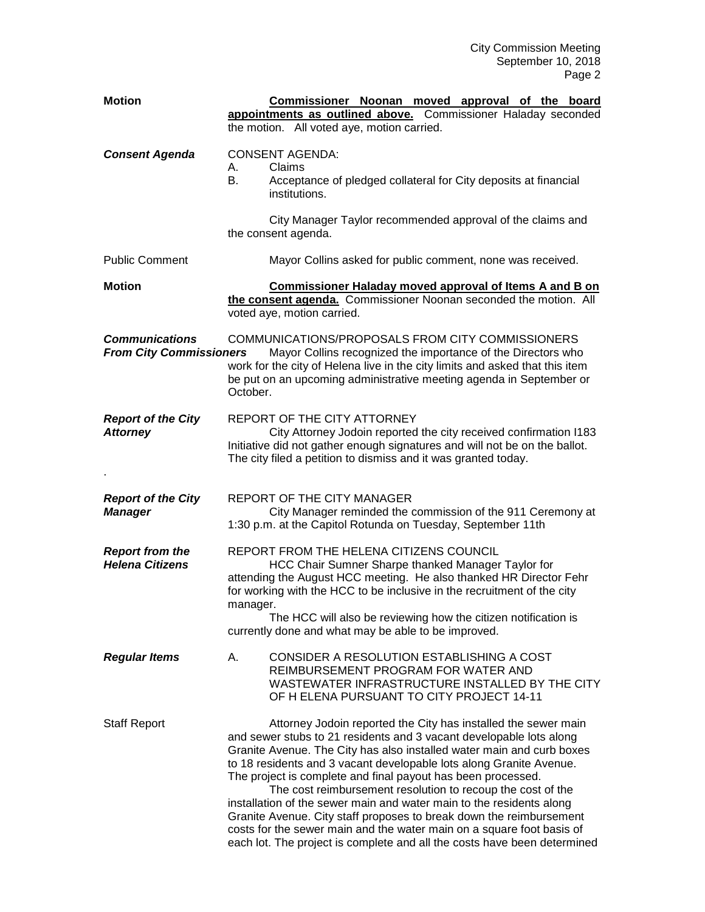**Motion** — **Commissioner Noonan moved approval of the board appointments as outlined above.** Commissioner Haladay seconded the motion. All voted aye, motion carried.

***Consent Agenda***

CONSENT AGENDA:

A. Claims

B. Acceptance of pledged collateral for City deposits at financial institutions.

City Manager Taylor recommended approval of the claims and the consent agenda.

Public Comment — Mayor Collins asked for public comment, none was received.

**Motion** — **Commissioner Haladay moved approval of Items A and B on the consent agenda.** Commissioner Noonan seconded the motion. All voted aye, motion carried.

***Communications From City Commissioners***

COMMUNICATIONS/PROPOSALS FROM CITY COMMISSIONERS

Mayor Collins recognized the importance of the Directors who work for the city of Helena live in the city limits and asked that this item be put on an upcoming administrative meeting agenda in September or October.

***Report of the City Attorney***

REPORT OF THE CITY ATTORNEY

City Attorney Jodoin reported the city received confirmation I183 Initiative did not gather enough signatures and will not be on the ballot. The city filed a petition to dismiss and it was granted today.

.

***Report of the City Manager***

REPORT OF THE CITY MANAGER

City Manager reminded the commission of the 911 Ceremony at 1:30 p.m. at the Capitol Rotunda on Tuesday, September 11th

***Report from the Helena Citizens***

REPORT FROM THE HELENA CITIZENS COUNCIL

HCC Chair Sumner Sharpe thanked Manager Taylor for attending the August HCC meeting. He also thanked HR Director Fehr for working with the HCC to be inclusive in the recruitment of the city manager.

The HCC will also be reviewing how the citizen notification is currently done and what may be able to be improved.

***Regular Items***

A. CONSIDER A RESOLUTION ESTABLISHING A COST REIMBURSEMENT PROGRAM FOR WATER AND WASTEWATER INFRASTRUCTURE INSTALLED BY THE CITY OF H ELENA PURSUANT TO CITY PROJECT 14-11

Staff Report — Attorney Jodoin reported the City has installed the sewer main and sewer stubs to 21 residents and 3 vacant developable lots along Granite Avenue. The City has also installed water main and curb boxes to 18 residents and 3 vacant developable lots along Granite Avenue. The project is complete and final payout has been processed.

The cost reimbursement resolution to recoup the cost of the installation of the sewer main and water main to the residents along Granite Avenue. City staff proposes to break down the reimbursement costs for the sewer main and the water main on a square foot basis of each lot. The project is complete and all the costs have been determined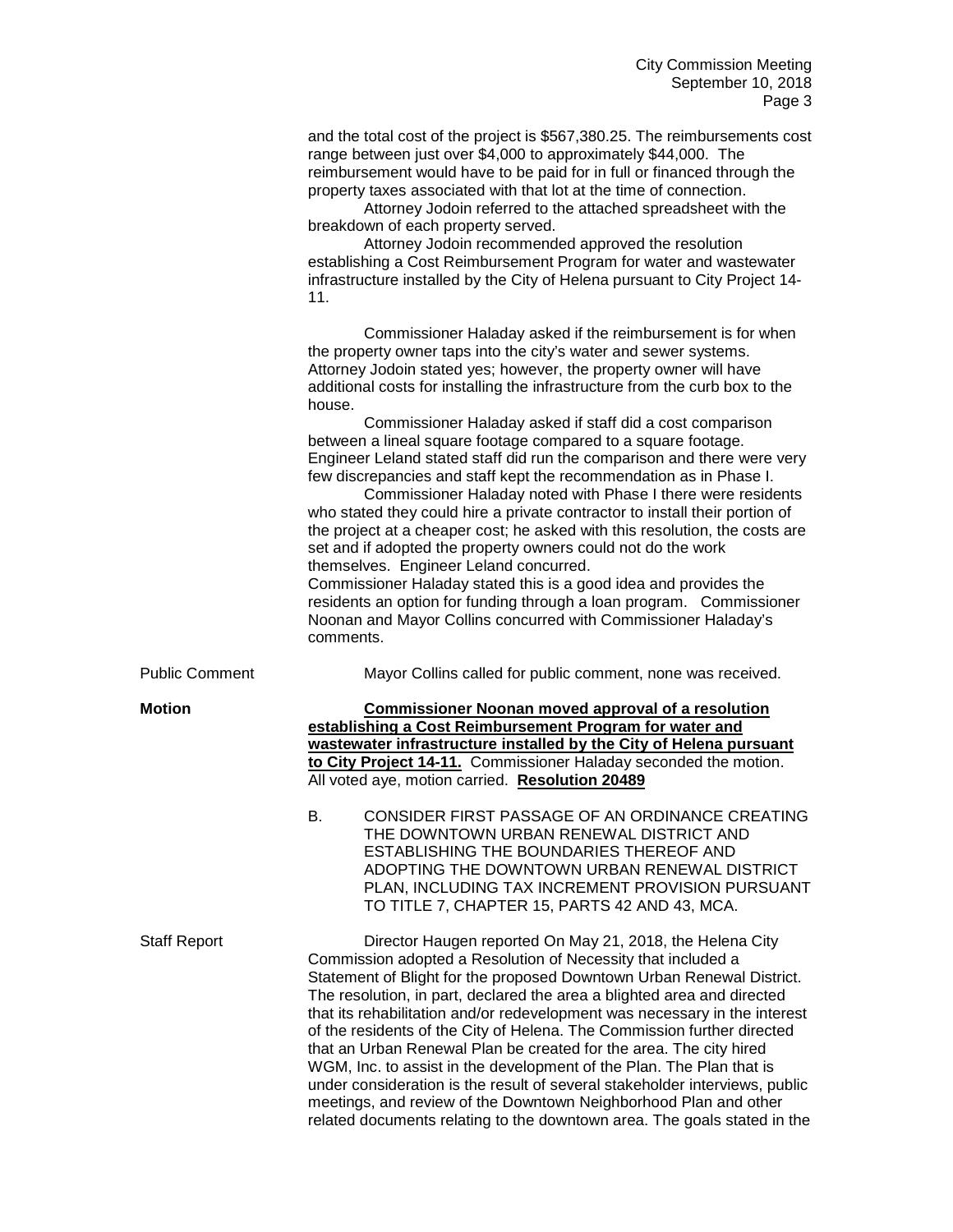and the total cost of the project is $567,380.25. The reimbursements cost range between just over $4,000 to approximately $44,000. The reimbursement would have to be paid for in full or financed through the property taxes associated with that lot at the time of connection.

Attorney Jodoin referred to the attached spreadsheet with the breakdown of each property served.

Attorney Jodoin recommended approved the resolution establishing a Cost Reimbursement Program for water and wastewater infrastructure installed by the City of Helena pursuant to City Project 14-11.

Commissioner Haladay asked if the reimbursement is for when the property owner taps into the city's water and sewer systems. Attorney Jodoin stated yes; however, the property owner will have additional costs for installing the infrastructure from the curb box to the house.

Commissioner Haladay asked if staff did a cost comparison between a lineal square footage compared to a square footage. Engineer Leland stated staff did run the comparison and there were very few discrepancies and staff kept the recommendation as in Phase I.

Commissioner Haladay noted with Phase I there were residents who stated they could hire a private contractor to install their portion of the project at a cheaper cost; he asked with this resolution, the costs are set and if adopted the property owners could not do the work themselves. Engineer Leland concurred.

Commissioner Haladay stated this is a good idea and provides the residents an option for funding through a loan program. Commissioner Noonan and Mayor Collins concurred with Commissioner Haladay's comments.

Public Comment

Mayor Collins called for public comment, none was received.

**Motion**

**Commissioner Noonan moved approval of a resolution establishing a Cost Reimbursement Program for water and wastewater infrastructure installed by the City of Helena pursuant to City Project 14-11.** Commissioner Haladay seconded the motion. All voted aye, motion carried. **Resolution 20489**

B. CONSIDER FIRST PASSAGE OF AN ORDINANCE CREATING THE DOWNTOWN URBAN RENEWAL DISTRICT AND ESTABLISHING THE BOUNDARIES THEREOF AND ADOPTING THE DOWNTOWN URBAN RENEWAL DISTRICT PLAN, INCLUDING TAX INCREMENT PROVISION PURSUANT TO TITLE 7, CHAPTER 15, PARTS 42 AND 43, MCA.

Staff Report

Director Haugen reported On May 21, 2018, the Helena City Commission adopted a Resolution of Necessity that included a Statement of Blight for the proposed Downtown Urban Renewal District. The resolution, in part, declared the area a blighted area and directed that its rehabilitation and/or redevelopment was necessary in the interest of the residents of the City of Helena. The Commission further directed that an Urban Renewal Plan be created for the area. The city hired WGM, Inc. to assist in the development of the Plan. The Plan that is under consideration is the result of several stakeholder interviews, public meetings, and review of the Downtown Neighborhood Plan and other related documents relating to the downtown area. The goals stated in the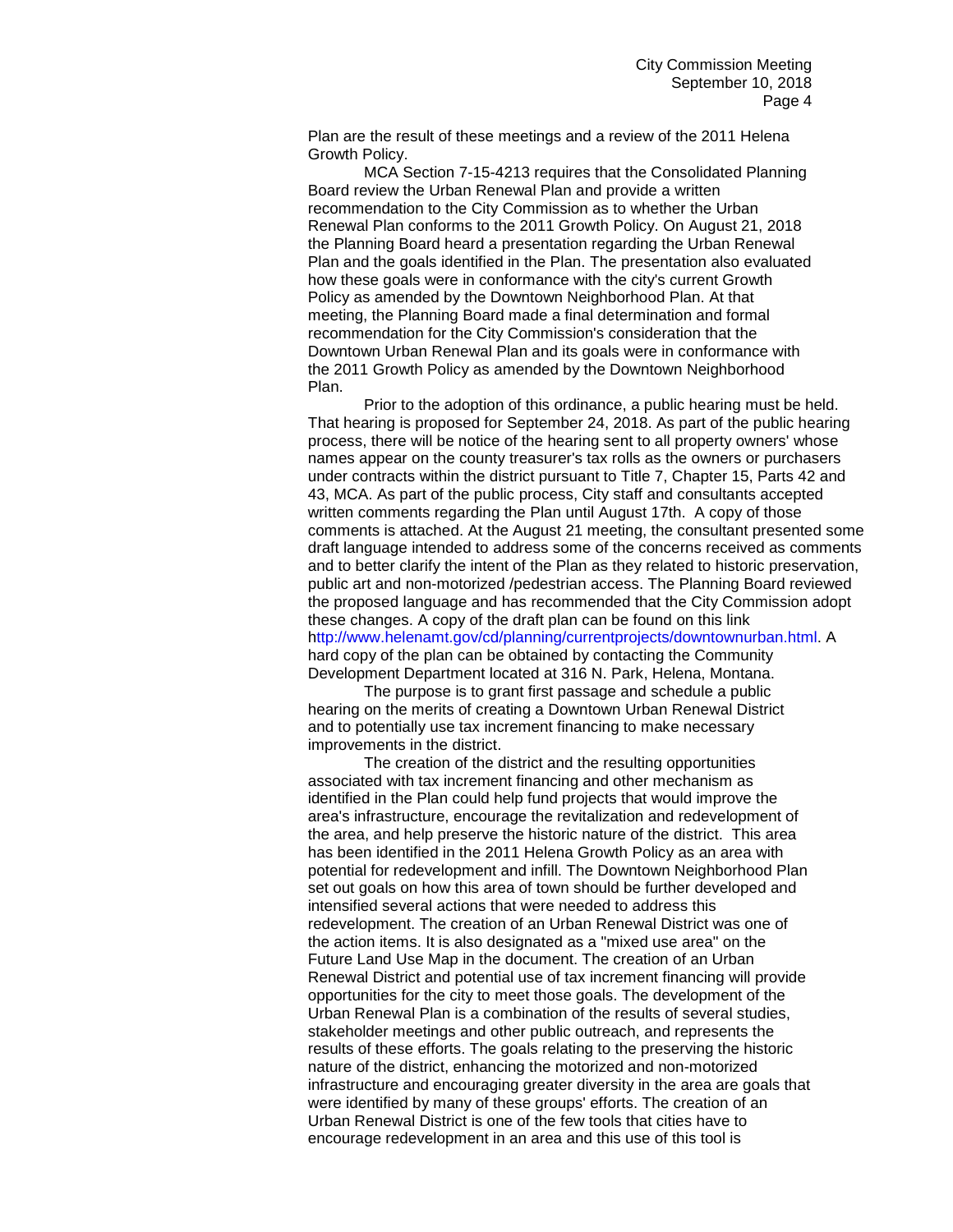Plan are the result of these meetings and a review of the 2011 Helena Growth Policy.

MCA Section 7-15-4213 requires that the Consolidated Planning Board review the Urban Renewal Plan and provide a written recommendation to the City Commission as to whether the Urban Renewal Plan conforms to the 2011 Growth Policy. On August 21, 2018 the Planning Board heard a presentation regarding the Urban Renewal Plan and the goals identified in the Plan. The presentation also evaluated how these goals were in conformance with the city's current Growth Policy as amended by the Downtown Neighborhood Plan. At that meeting, the Planning Board made a final determination and formal recommendation for the City Commission's consideration that the Downtown Urban Renewal Plan and its goals were in conformance with the 2011 Growth Policy as amended by the Downtown Neighborhood Plan.

Prior to the adoption of this ordinance, a public hearing must be held. That hearing is proposed for September 24, 2018. As part of the public hearing process, there will be notice of the hearing sent to all property owners' whose names appear on the county treasurer's tax rolls as the owners or purchasers under contracts within the district pursuant to Title 7, Chapter 15, Parts 42 and 43, MCA. As part of the public process, City staff and consultants accepted written comments regarding the Plan until August 17th. A copy of those comments is attached. At the August 21 meeting, the consultant presented some draft language intended to address some of the concerns received as comments and to better clarify the intent of the Plan as they related to historic preservation, public art and non-motorized /pedestrian access. The Planning Board reviewed the proposed language and has recommended that the City Commission adopt these changes. A copy of the draft plan can be found on this link http://www.helenamt.gov/cd/planning/currentprojects/downtownurban.html. A hard copy of the plan can be obtained by contacting the Community Development Department located at 316 N. Park, Helena, Montana.

The purpose is to grant first passage and schedule a public hearing on the merits of creating a Downtown Urban Renewal District and to potentially use tax increment financing to make necessary improvements in the district.

The creation of the district and the resulting opportunities associated with tax increment financing and other mechanism as identified in the Plan could help fund projects that would improve the area's infrastructure, encourage the revitalization and redevelopment of the area, and help preserve the historic nature of the district. This area has been identified in the 2011 Helena Growth Policy as an area with potential for redevelopment and infill. The Downtown Neighborhood Plan set out goals on how this area of town should be further developed and intensified several actions that were needed to address this redevelopment. The creation of an Urban Renewal District was one of the action items. It is also designated as a "mixed use area" on the Future Land Use Map in the document. The creation of an Urban Renewal District and potential use of tax increment financing will provide opportunities for the city to meet those goals. The development of the Urban Renewal Plan is a combination of the results of several studies, stakeholder meetings and other public outreach, and represents the results of these efforts. The goals relating to the preserving the historic nature of the district, enhancing the motorized and non-motorized infrastructure and encouraging greater diversity in the area are goals that were identified by many of these groups' efforts. The creation of an Urban Renewal District is one of the few tools that cities have to encourage redevelopment in an area and this use of this tool is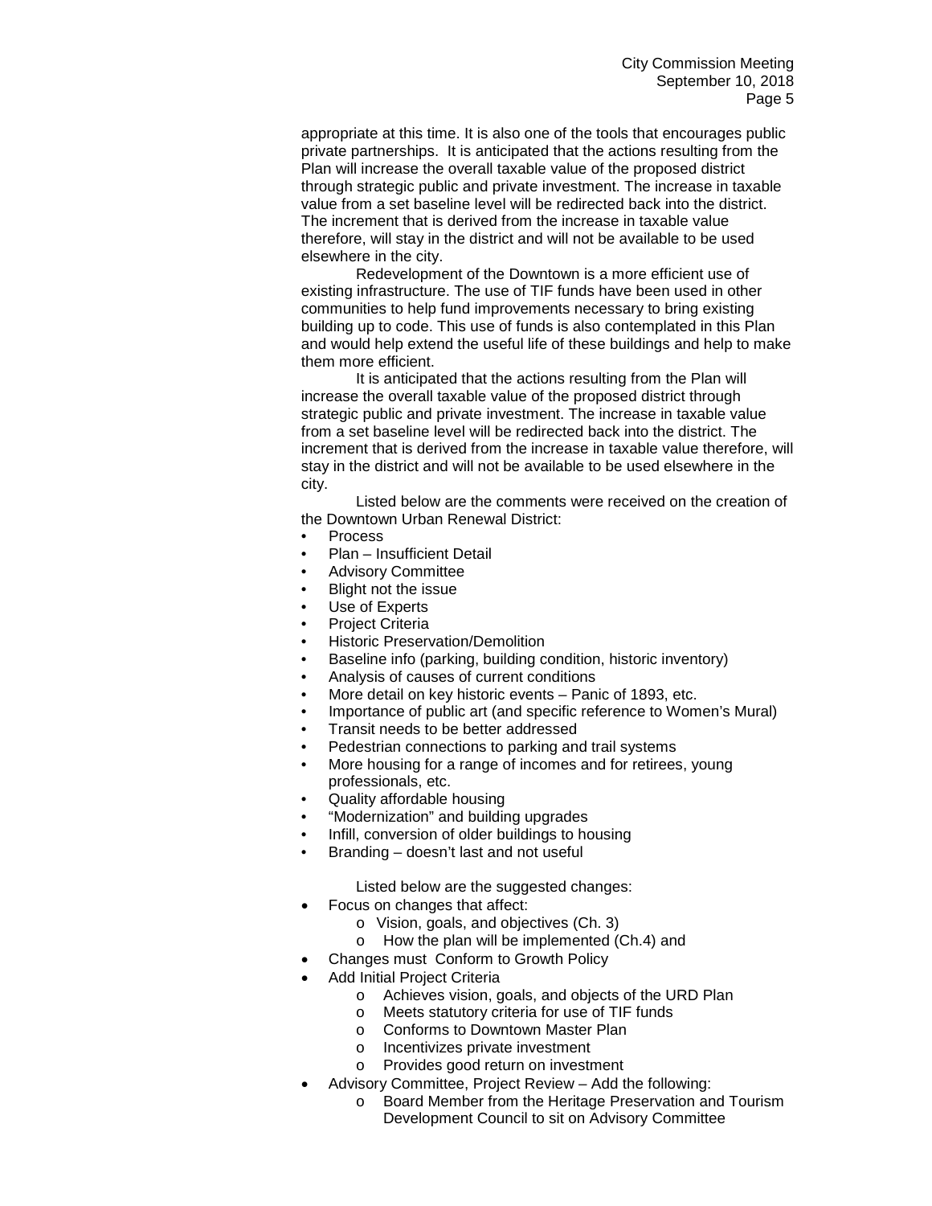appropriate at this time. It is also one of the tools that encourages public private partnerships. It is anticipated that the actions resulting from the Plan will increase the overall taxable value of the proposed district through strategic public and private investment. The increase in taxable value from a set baseline level will be redirected back into the district. The increment that is derived from the increase in taxable value therefore, will stay in the district and will not be available to be used elsewhere in the city.

Redevelopment of the Downtown is a more efficient use of existing infrastructure. The use of TIF funds have been used in other communities to help fund improvements necessary to bring existing building up to code. This use of funds is also contemplated in this Plan and would help extend the useful life of these buildings and help to make them more efficient.

It is anticipated that the actions resulting from the Plan will increase the overall taxable value of the proposed district through strategic public and private investment. The increase in taxable value from a set baseline level will be redirected back into the district. The increment that is derived from the increase in taxable value therefore, will stay in the district and will not be available to be used elsewhere in the city.

Listed below are the comments were received on the creation of the Downtown Urban Renewal District:

- Process
- Plan – Insufficient Detail
- Advisory Committee
- Blight not the issue
- Use of Experts
- Project Criteria
- Historic Preservation/Demolition
- Baseline info (parking, building condition, historic inventory)
- Analysis of causes of current conditions
- More detail on key historic events – Panic of 1893, etc.
- Importance of public art (and specific reference to Women's Mural)
- Transit needs to be better addressed
- Pedestrian connections to parking and trail systems
- More housing for a range of incomes and for retirees, young professionals, etc.
- Quality affordable housing
- "Modernization" and building upgrades
- Infill, conversion of older buildings to housing
- Branding – doesn't last and not useful

Listed below are the suggested changes:

- Focus on changes that affect:
  - Vision, goals, and objectives (Ch. 3)
  - How the plan will be implemented (Ch.4) and
- Changes must Conform to Growth Policy
- Add Initial Project Criteria
  - Achieves vision, goals, and objects of the URD Plan
  - Meets statutory criteria for use of TIF funds
  - Conforms to Downtown Master Plan
  - Incentivizes private investment
  - Provides good return on investment
- Advisory Committee, Project Review – Add the following:
  - Board Member from the Heritage Preservation and Tourism Development Council to sit on Advisory Committee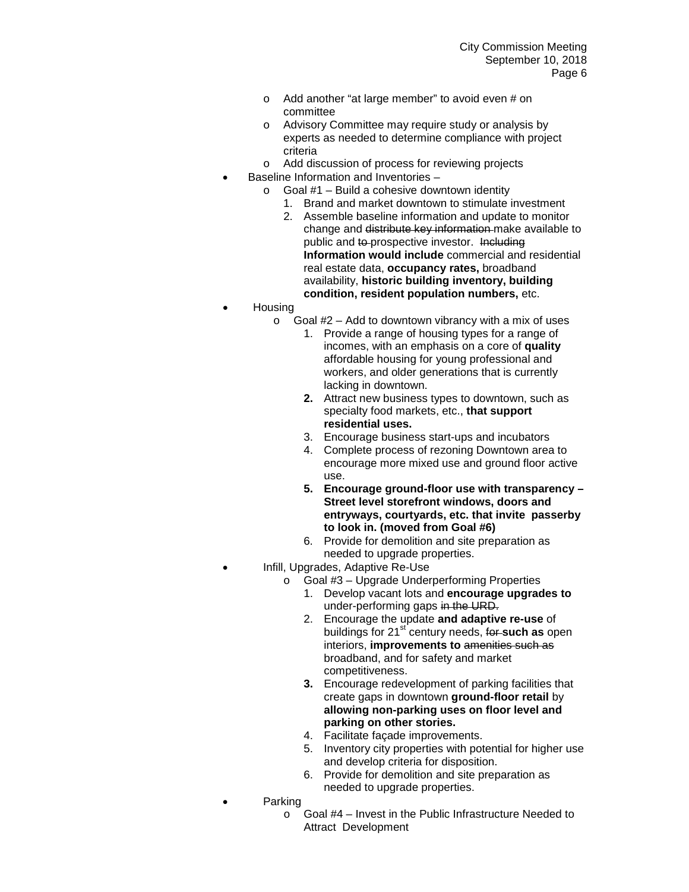- Add another "at large member" to avoid even # on committee
    - Advisory Committee may require study or analysis by experts as needed to determine compliance with project criteria
    - Add discussion of process for reviewing projects
- Baseline Information and Inventories –
    - Goal #1 – Build a cohesive downtown identity
        1. Brand and market downtown to stimulate investment
        2. Assemble baseline information and update to monitor change and ~~distribute key information~~ make available to public and ~~to~~ prospective investor. ~~Including~~ **Information would include** commercial and residential real estate data, **occupancy rates,** broadband availability, **historic building inventory, building condition, resident population numbers,** etc.
- Housing
    - Goal #2 – Add to downtown vibrancy with a mix of uses
        1. Provide a range of housing types for a range of incomes, with an emphasis on a core of **quality** affordable housing for young professional and workers, and older generations that is currently lacking in downtown.
        2. Attract new business types to downtown, such as specialty food markets, etc., **that support residential uses.**
        3. Encourage business start-ups and incubators
        4. Complete process of rezoning Downtown area to encourage more mixed use and ground floor active use.
        5. **Encourage ground-floor use with transparency – Street level storefront windows, doors and entryways, courtyards, etc. that invite passerby to look in. (moved from Goal #6)**
        6. Provide for demolition and site preparation as needed to upgrade properties.
- Infill, Upgrades, Adaptive Re-Use
    - Goal #3 – Upgrade Underperforming Properties
        1. Develop vacant lots and **encourage upgrades to** under-performing gaps ~~in the URD.~~
        2. Encourage the update **and adaptive re-use** of buildings for 21st century needs, ~~for~~ **such as** open interiors, **improvements to** ~~amenities such as~~ broadband, and for safety and market competitiveness.
        3. Encourage redevelopment of parking facilities that create gaps in downtown **ground-floor retail** by **allowing non-parking uses on floor level and parking on other stories.**
        4. Facilitate façade improvements.
        5. Inventory city properties with potential for higher use and develop criteria for disposition.
        6. Provide for demolition and site preparation as needed to upgrade properties.
- Parking
    - Goal #4 – Invest in the Public Infrastructure Needed to Attract Development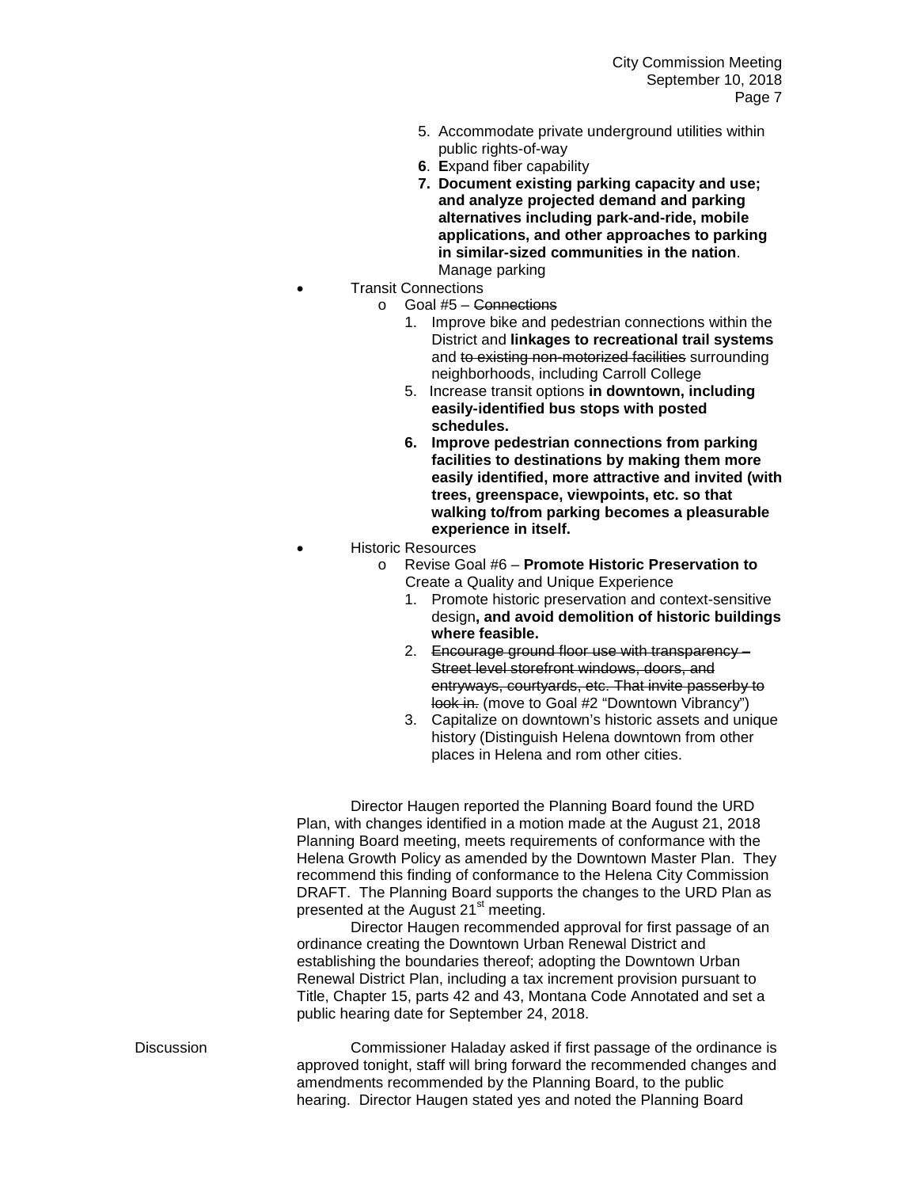5. Accommodate private underground utilities within public rights-of-way
**6**. **E**xpand fiber capability
**7. Document existing parking capacity and use; and analyze projected demand and parking alternatives including park-and-ride, mobile applications, and other approaches to parking in similar-sized communities in the nation**. Manage parking

- Transit Connections
  - Goal #5 – ~~Connections~~
    1. Improve bike and pedestrian connections within the District and **linkages to recreational trail systems** and ~~to existing non-motorized facilities~~ surrounding neighborhoods, including Carroll College
    5. Increase transit options **in downtown, including easily-identified bus stops with posted schedules.**
    **6. Improve pedestrian connections from parking facilities to destinations by making them more easily identified, more attractive and invited (with trees, greenspace, viewpoints, etc. so that walking to/from parking becomes a pleasurable experience in itself.**
- Historic Resources
  - Revise Goal #6 – **Promote Historic Preservation to** Create a Quality and Unique Experience
    1. Promote historic preservation and context-sensitive design**, and avoid demolition of historic buildings where feasible.**
    2. ~~Encourage ground floor use with transparency – Street level storefront windows, doors, and entryways, courtyards, etc. That invite passerby to look in.~~ (move to Goal #2 "Downtown Vibrancy")
    3. Capitalize on downtown's historic assets and unique history (Distinguish Helena downtown from other places in Helena and rom other cities.

Director Haugen reported the Planning Board found the URD Plan, with changes identified in a motion made at the August 21, 2018 Planning Board meeting, meets requirements of conformance with the Helena Growth Policy as amended by the Downtown Master Plan. They recommend this finding of conformance to the Helena City Commission DRAFT. The Planning Board supports the changes to the URD Plan as presented at the August 21st meeting.

Director Haugen recommended approval for first passage of an ordinance creating the Downtown Urban Renewal District and establishing the boundaries thereof; adopting the Downtown Urban Renewal District Plan, including a tax increment provision pursuant to Title, Chapter 15, parts 42 and 43, Montana Code Annotated and set a public hearing date for September 24, 2018.

Discussion

Commissioner Haladay asked if first passage of the ordinance is approved tonight, staff will bring forward the recommended changes and amendments recommended by the Planning Board, to the public hearing. Director Haugen stated yes and noted the Planning Board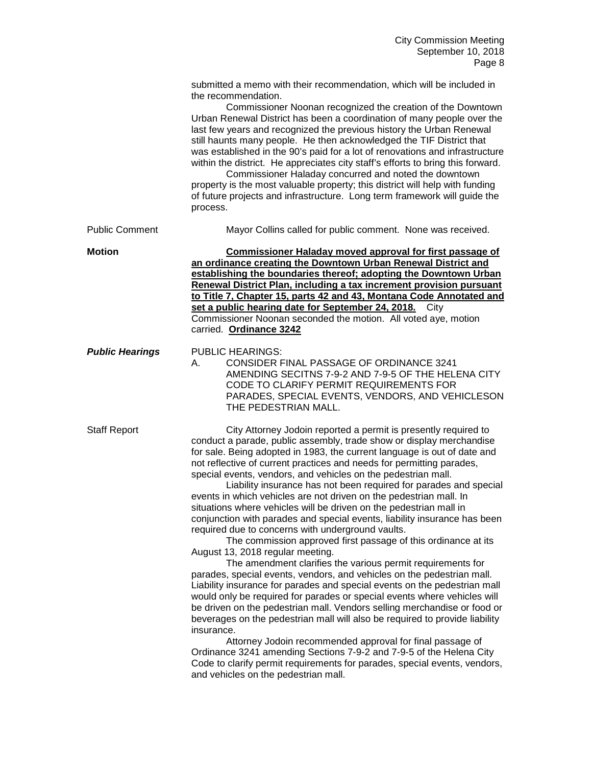submitted a memo with their recommendation, which will be included in the recommendation.

Commissioner Noonan recognized the creation of the Downtown Urban Renewal District has been a coordination of many people over the last few years and recognized the previous history the Urban Renewal still haunts many people. He then acknowledged the TIF District that was established in the 90's paid for a lot of renovations and infrastructure within the district. He appreciates city staff's efforts to bring this forward.

Commissioner Haladay concurred and noted the downtown property is the most valuable property; this district will help with funding of future projects and infrastructure. Long term framework will guide the process.

Public Comment

Mayor Collins called for public comment. None was received.

**Motion**

**Commissioner Haladay moved approval for first passage of an ordinance creating the Downtown Urban Renewal District and establishing the boundaries thereof; adopting the Downtown Urban Renewal District Plan, including a tax increment provision pursuant to Title 7, Chapter 15, parts 42 and 43, Montana Code Annotated and set a public hearing date for September 24, 2018.** City Commissioner Noonan seconded the motion. All voted aye, motion carried. **Ordinance 3242**

***Public Hearings***

PUBLIC HEARINGS:

A. CONSIDER FINAL PASSAGE OF ORDINANCE 3241 AMENDING SECITNS 7-9-2 AND 7-9-5 OF THE HELENA CITY CODE TO CLARIFY PERMIT REQUIREMENTS FOR PARADES, SPECIAL EVENTS, VENDORS, AND VEHICLESON THE PEDESTRIAN MALL.

Staff Report

City Attorney Jodoin reported a permit is presently required to conduct a parade, public assembly, trade show or display merchandise for sale. Being adopted in 1983, the current language is out of date and not reflective of current practices and needs for permitting parades, special events, vendors, and vehicles on the pedestrian mall.

Liability insurance has not been required for parades and special events in which vehicles are not driven on the pedestrian mall. In situations where vehicles will be driven on the pedestrian mall in conjunction with parades and special events, liability insurance has been required due to concerns with underground vaults.

The commission approved first passage of this ordinance at its August 13, 2018 regular meeting.

The amendment clarifies the various permit requirements for parades, special events, vendors, and vehicles on the pedestrian mall. Liability insurance for parades and special events on the pedestrian mall would only be required for parades or special events where vehicles will be driven on the pedestrian mall. Vendors selling merchandise or food or beverages on the pedestrian mall will also be required to provide liability insurance.

Attorney Jodoin recommended approval for final passage of Ordinance 3241 amending Sections 7-9-2 and 7-9-5 of the Helena City Code to clarify permit requirements for parades, special events, vendors, and vehicles on the pedestrian mall.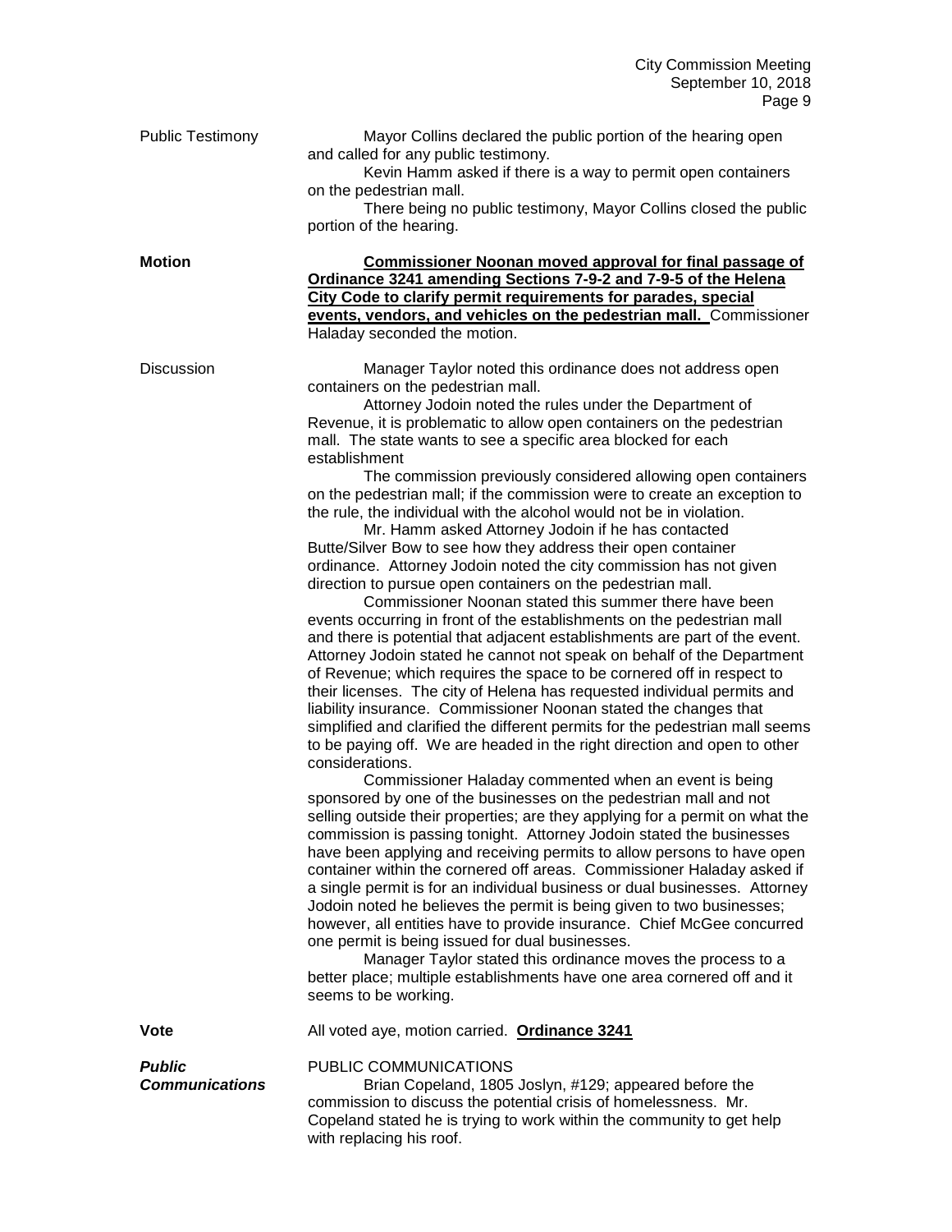Public Testimony

Mayor Collins declared the public portion of the hearing open and called for any public testimony.

Kevin Hamm asked if there is a way to permit open containers on the pedestrian mall.

There being no public testimony, Mayor Collins closed the public portion of the hearing.

**Motion**

**Commissioner Noonan moved approval for final passage of Ordinance 3241 amending Sections 7-9-2 and 7-9-5 of the Helena City Code to clarify permit requirements for parades, special events, vendors, and vehicles on the pedestrian mall.** Commissioner Haladay seconded the motion.

Discussion

Manager Taylor noted this ordinance does not address open containers on the pedestrian mall.

Attorney Jodoin noted the rules under the Department of Revenue, it is problematic to allow open containers on the pedestrian mall. The state wants to see a specific area blocked for each establishment

The commission previously considered allowing open containers on the pedestrian mall; if the commission were to create an exception to the rule, the individual with the alcohol would not be in violation.

Mr. Hamm asked Attorney Jodoin if he has contacted Butte/Silver Bow to see how they address their open container ordinance. Attorney Jodoin noted the city commission has not given direction to pursue open containers on the pedestrian mall.

Commissioner Noonan stated this summer there have been events occurring in front of the establishments on the pedestrian mall and there is potential that adjacent establishments are part of the event. Attorney Jodoin stated he cannot not speak on behalf of the Department of Revenue; which requires the space to be cornered off in respect to their licenses. The city of Helena has requested individual permits and liability insurance. Commissioner Noonan stated the changes that simplified and clarified the different permits for the pedestrian mall seems to be paying off. We are headed in the right direction and open to other considerations.

Commissioner Haladay commented when an event is being sponsored by one of the businesses on the pedestrian mall and not selling outside their properties; are they applying for a permit on what the commission is passing tonight. Attorney Jodoin stated the businesses have been applying and receiving permits to allow persons to have open container within the cornered off areas. Commissioner Haladay asked if a single permit is for an individual business or dual businesses. Attorney Jodoin noted he believes the permit is being given to two businesses; however, all entities have to provide insurance. Chief McGee concurred one permit is being issued for dual businesses.

Manager Taylor stated this ordinance moves the process to a better place; multiple establishments have one area cornered off and it seems to be working.

**Vote**

All voted aye, motion carried. **Ordinance 3241**

***Public Communications***

PUBLIC COMMUNICATIONS

Brian Copeland, 1805 Joslyn, #129; appeared before the commission to discuss the potential crisis of homelessness. Mr. Copeland stated he is trying to work within the community to get help with replacing his roof.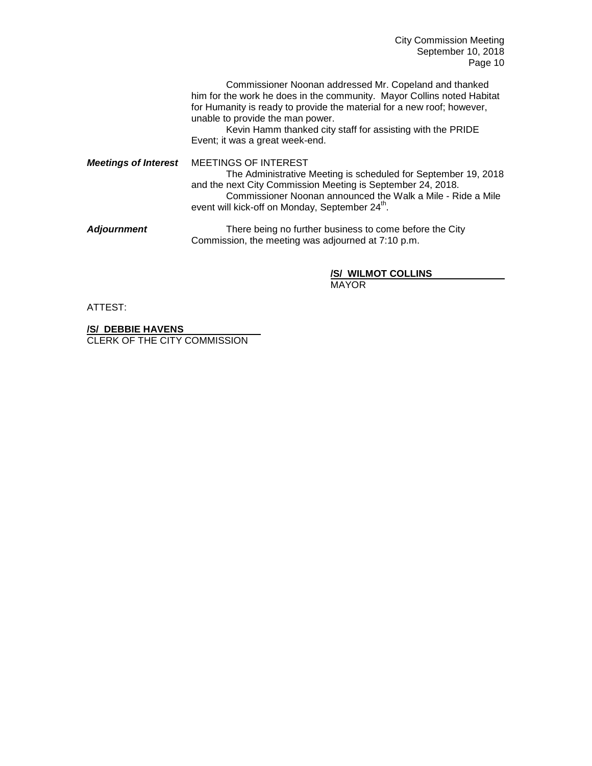Commissioner Noonan addressed Mr. Copeland and thanked him for the work he does in the community. Mayor Collins noted Habitat for Humanity is ready to provide the material for a new roof; however, unable to provide the man power.

Kevin Hamm thanked city staff for assisting with the PRIDE Event; it was a great week-end.

***Meetings of Interest*** MEETINGS OF INTEREST

The Administrative Meeting is scheduled for September 19, 2018 and the next City Commission Meeting is September 24, 2018.

Commissioner Noonan announced the Walk a Mile - Ride a Mile event will kick-off on Monday, September 24th.

***Adjournment*** There being no further business to come before the City Commission, the meeting was adjourned at 7:10 p.m.

**/S/ WILMOT COLLINS**
MAYOR

ATTEST:

**/S/ DEBBIE HAVENS**
CLERK OF THE CITY COMMISSION